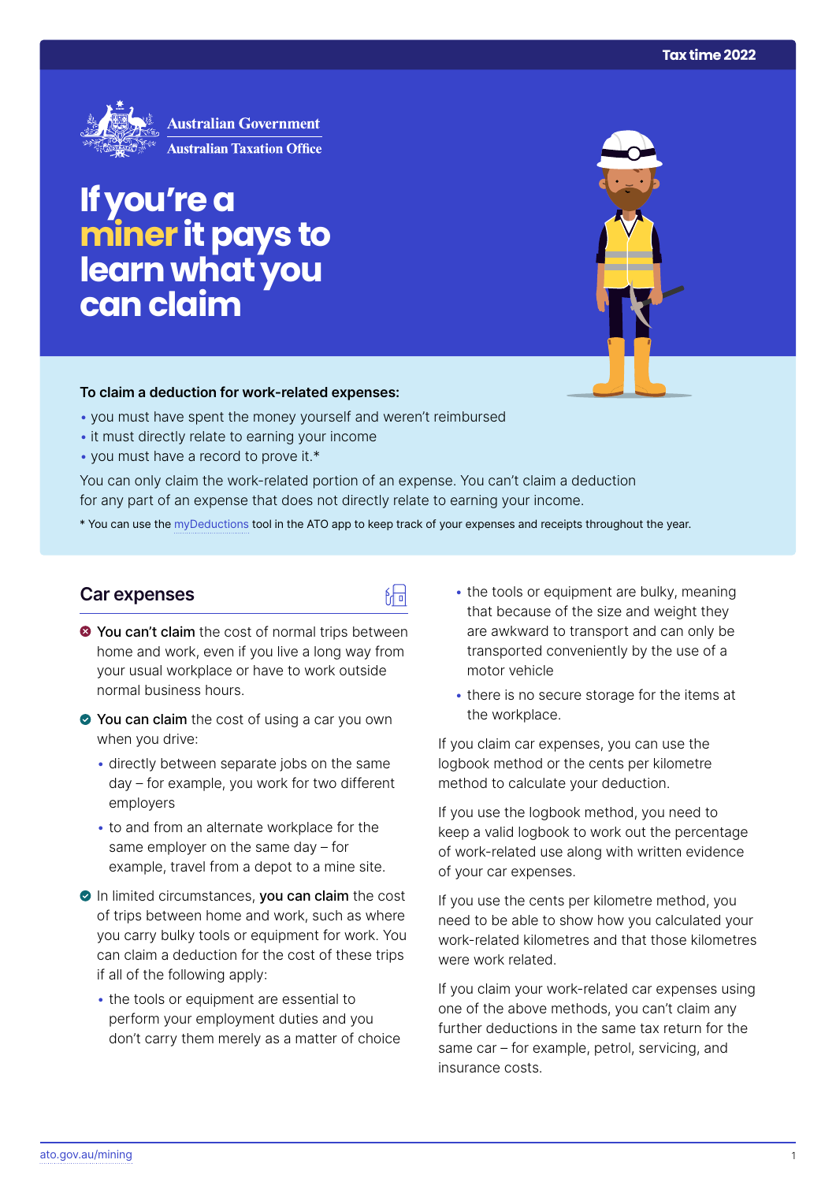Tax time 2022

Australian Government
Australian Taxation Office

# If you're a miner it pays to learn what you can claim

**To claim a deduction for work-related expenses:**

- you must have spent the money yourself and weren't reimbursed
- it must directly relate to earning your income
- you must have a record to prove it.*

You can only claim the work-related portion of an expense. You can't claim a deduction for any part of an expense that does not directly relate to earning your income.

* You can use the myDeductions tool in the ATO app to keep track of your expenses and receipts throughout the year.

## Car expenses

**You can't claim** the cost of normal trips between home and work, even if you live a long way from your usual workplace or have to work outside normal business hours.

**You can claim** the cost of using a car you own when you drive:

- directly between separate jobs on the same day – for example, you work for two different employers
- to and from an alternate workplace for the same employer on the same day – for example, travel from a depot to a mine site.

In limited circumstances, **you can claim** the cost of trips between home and work, such as where you carry bulky tools or equipment for work. You can claim a deduction for the cost of these trips if all of the following apply:

- the tools or equipment are essential to perform your employment duties and you don't carry them merely as a matter of choice
- the tools or equipment are bulky, meaning that because of the size and weight they are awkward to transport and can only be transported conveniently by the use of a motor vehicle
- there is no secure storage for the items at the workplace.

If you claim car expenses, you can use the logbook method or the cents per kilometre method to calculate your deduction.

If you use the logbook method, you need to keep a valid logbook to work out the percentage of work-related use along with written evidence of your car expenses.

If you use the cents per kilometre method, you need to be able to show how you calculated your work-related kilometres and that those kilometres were work related.

If you claim your work-related car expenses using one of the above methods, you can't claim any further deductions in the same tax return for the same car – for example, petrol, servicing, and insurance costs.

ato.gov.au/mining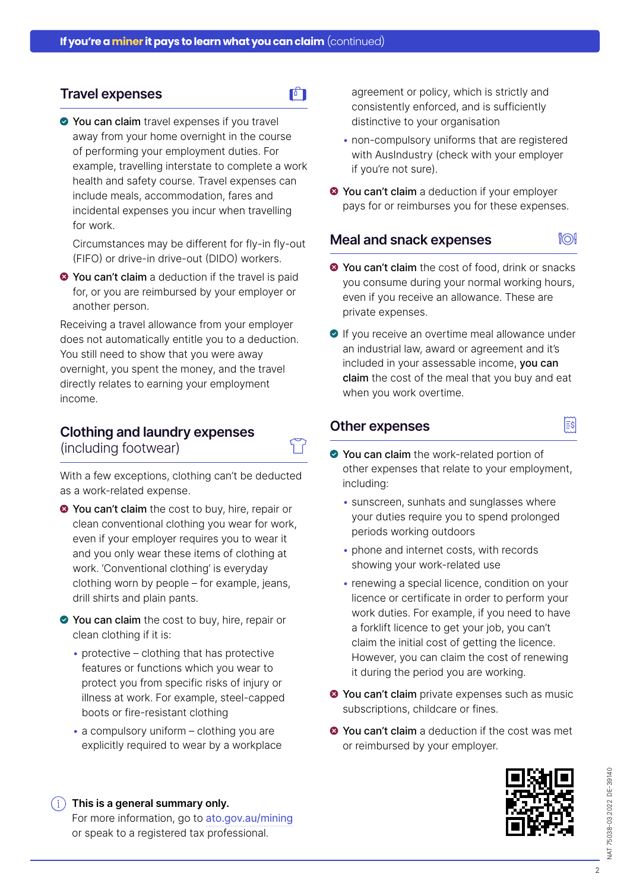## Travel expenses

- **You can claim** travel expenses if you travel away from your home overnight in the course of performing your employment duties. For example, travelling interstate to complete a work health and safety course. Travel expenses can include meals, accommodation, fares and incidental expenses you incur when travelling for work.

  Circumstances may be different for fly-in fly-out (FIFO) or drive-in drive-out (DIDO) workers.

- **You can't claim** a deduction if the travel is paid for, or you are reimbursed by your employer or another person.

Receiving a travel allowance from your employer does not automatically entitle you to a deduction. You still need to show that you were away overnight, you spent the money, and the travel directly relates to earning your employment income.

## Clothing and laundry expenses (including footwear)

With a few exceptions, clothing can't be deducted as a work-related expense.

- **You can't claim** the cost to buy, hire, repair or clean conventional clothing you wear for work, even if your employer requires you to wear it and you only wear these items of clothing at work. 'Conventional clothing' is everyday clothing worn by people – for example, jeans, drill shirts and plain pants.
- **You can claim** the cost to buy, hire, repair or clean clothing if it is:
  - protective – clothing that has protective features or functions which you wear to protect you from specific risks of injury or illness at work. For example, steel-capped boots or fire-resistant clothing
  - a compulsory uniform – clothing you are explicitly required to wear by a workplace agreement or policy, which is strictly and consistently enforced, and is sufficiently distinctive to your organisation
  - non-compulsory uniforms that are registered with AusIndustry (check with your employer if you're not sure).
- **You can't claim** a deduction if your employer pays for or reimburses you for these expenses.

## Meal and snack expenses

- **You can't claim** the cost of food, drink or snacks you consume during your normal working hours, even if you receive an allowance. These are private expenses.
- If you receive an overtime meal allowance under an industrial law, award or agreement and it's included in your assessable income, **you can claim** the cost of the meal that you buy and eat when you work overtime.

## Other expenses

- **You can claim** the work-related portion of other expenses that relate to your employment, including:
  - sunscreen, sunhats and sunglasses where your duties require you to spend prolonged periods working outdoors
  - phone and internet costs, with records showing your work-related use
  - renewing a special licence, condition on your licence or certificate in order to perform your work duties. For example, if you need to have a forklift licence to get your job, you can't claim the initial cost of getting the licence. However, you can claim the cost of renewing it during the period you are working.
- **You can't claim** private expenses such as music subscriptions, childcare or fines.
- **You can't claim** a deduction if the cost was met or reimbursed by your employer.

**This is a general summary only.**
For more information, go to ato.gov.au/mining or speak to a registered tax professional.

NAT 75038-03.2022 DE-39140